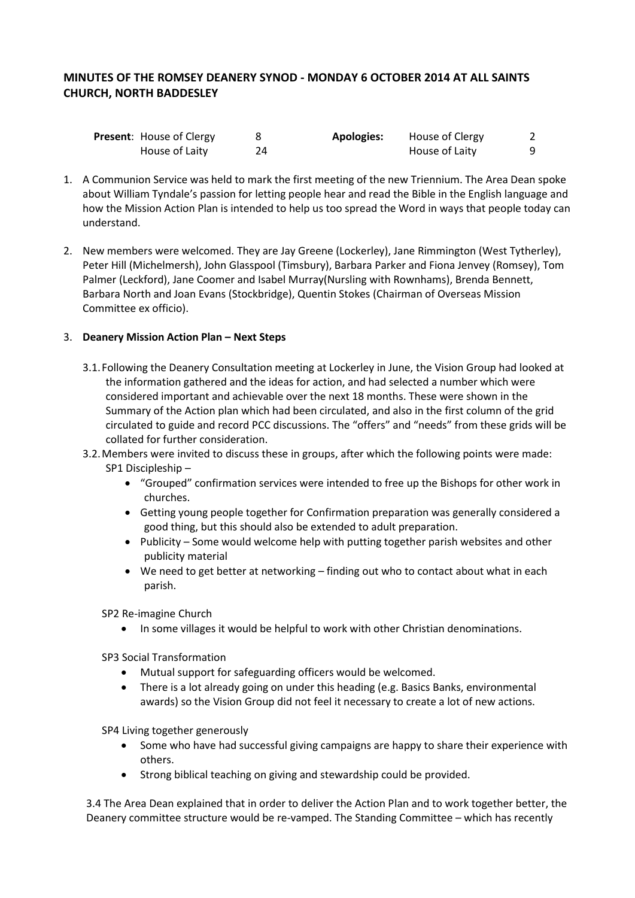## MINUTES OF THE ROMSEY DEANERY SYNOD - MONDAY 6 OCTOBER 2014 AT ALL SAINTS CHURCH, NORTH BADDESLEY

| **Present**: | House of Clergy | 8 | **Apologies:** | House of Clergy | 2 |
|---|---|---|---|---|---|
| | House of Laity | 24 | | House of Laity | 9 |

1. A Communion Service was held to mark the first meeting of the new Triennium. The Area Dean spoke about William Tyndale's passion for letting people hear and read the Bible in the English language and how the Mission Action Plan is intended to help us too spread the Word in ways that people today can understand.

2. New members were welcomed. They are Jay Greene (Lockerley), Jane Rimmington (West Tytherley), Peter Hill (Michelmersh), John Glasspool (Timsbury), Barbara Parker and Fiona Jenvey (Romsey), Tom Palmer (Leckford), Jane Coomer and Isabel Murray(Nursling with Rownhams), Brenda Bennett, Barbara North and Joan Evans (Stockbridge), Quentin Stokes (Chairman of Overseas Mission Committee ex officio).

3. **Deanery Mission Action Plan – Next Steps**

   3.1. Following the Deanery Consultation meeting at Lockerley in June, the Vision Group had looked at the information gathered and the ideas for action, and had selected a number which were considered important and achievable over the next 18 months. These were shown in the Summary of the Action plan which had been circulated, and also in the first column of the grid circulated to guide and record PCC discussions. The "offers" and "needs" from these grids will be collated for further consideration.

   3.2. Members were invited to discuss these in groups, after which the following points were made:

   SP1 Discipleship –

   - "Grouped" confirmation services were intended to free up the Bishops for other work in churches.
   - Getting young people together for Confirmation preparation was generally considered a good thing, but this should also be extended to adult preparation.
   - Publicity – Some would welcome help with putting together parish websites and other publicity material
   - We need to get better at networking – finding out who to contact about what in each parish.

   SP2 Re-imagine Church

   - In some villages it would be helpful to work with other Christian denominations.

   SP3 Social Transformation

   - Mutual support for safeguarding officers would be welcomed.
   - There is a lot already going on under this heading (e.g. Basics Banks, environmental awards) so the Vision Group did not feel it necessary to create a lot of new actions.

   SP4 Living together generously

   - Some who have had successful giving campaigns are happy to share their experience with others.
   - Strong biblical teaching on giving and stewardship could be provided.

   3.4 The Area Dean explained that in order to deliver the Action Plan and to work together better, the Deanery committee structure would be re-vamped. The Standing Committee – which has recently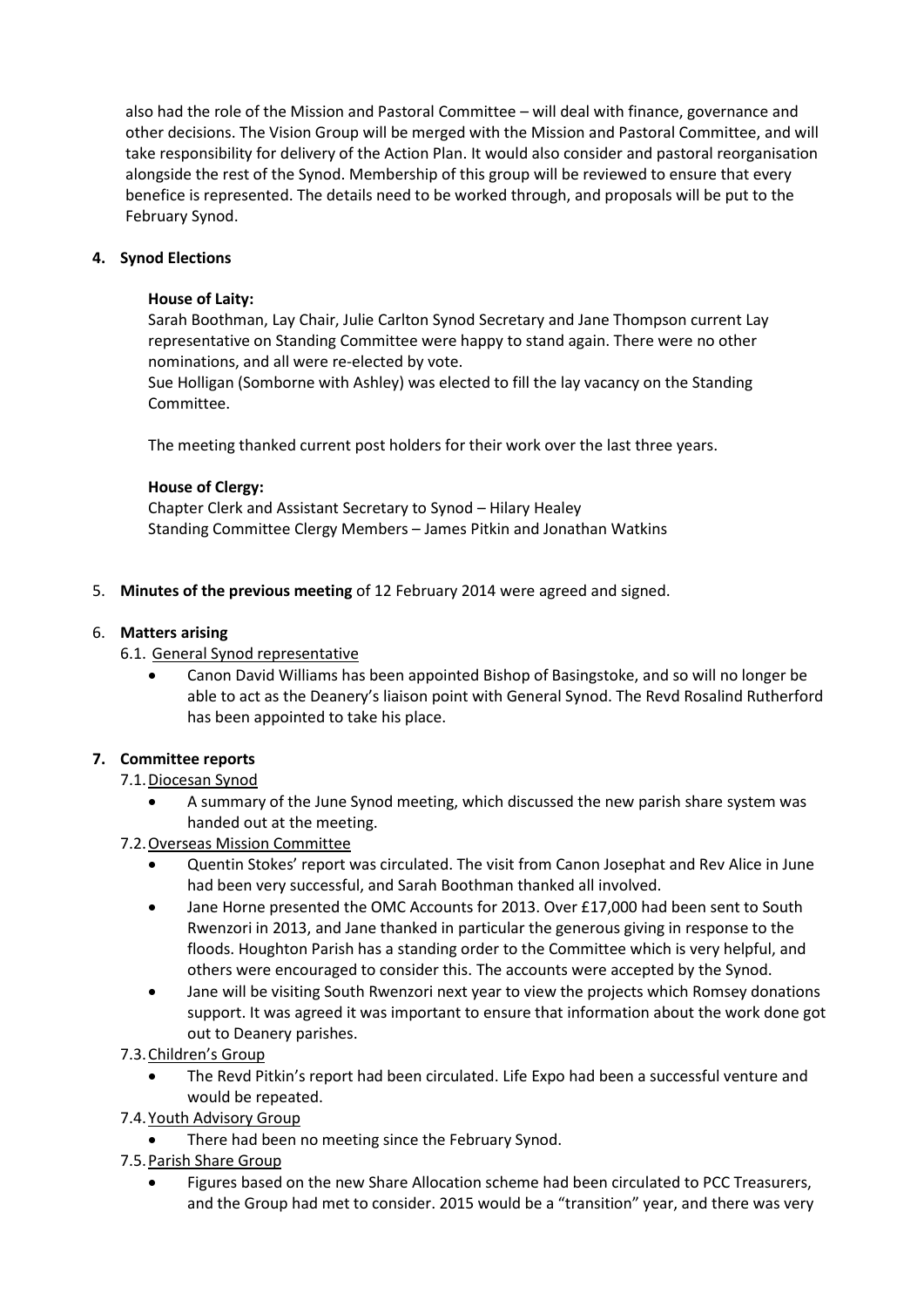also had the role of the Mission and Pastoral Committee – will deal with finance, governance and other decisions. The Vision Group will be merged with the Mission and Pastoral Committee, and will take responsibility for delivery of the Action Plan. It would also consider and pastoral reorganisation alongside the rest of the Synod. Membership of this group will be reviewed to ensure that every benefice is represented. The details need to be worked through, and proposals will be put to the February Synod.

**4. Synod Elections**

**House of Laity:**

Sarah Boothman, Lay Chair, Julie Carlton Synod Secretary and Jane Thompson current Lay representative on Standing Committee were happy to stand again. There were no other nominations, and all were re-elected by vote.

Sue Holligan (Somborne with Ashley) was elected to fill the lay vacancy on the Standing Committee.

The meeting thanked current post holders for their work over the last three years.

**House of Clergy:**

Chapter Clerk and Assistant Secretary to Synod – Hilary Healey
Standing Committee Clergy Members – James Pitkin and Jonathan Watkins

5. **Minutes of the previous meeting** of 12 February 2014 were agreed and signed.

6. **Matters arising**

6.1. General Synod representative

- Canon David Williams has been appointed Bishop of Basingstoke, and so will no longer be able to act as the Deanery's liaison point with General Synod. The Revd Rosalind Rutherford has been appointed to take his place.

**7. Committee reports**

7.1. Diocesan Synod

- A summary of the June Synod meeting, which discussed the new parish share system was handed out at the meeting.

7.2. Overseas Mission Committee

- Quentin Stokes' report was circulated. The visit from Canon Josephat and Rev Alice in June had been very successful, and Sarah Boothman thanked all involved.
- Jane Horne presented the OMC Accounts for 2013. Over £17,000 had been sent to South Rwenzori in 2013, and Jane thanked in particular the generous giving in response to the floods. Houghton Parish has a standing order to the Committee which is very helpful, and others were encouraged to consider this. The accounts were accepted by the Synod.
- Jane will be visiting South Rwenzori next year to view the projects which Romsey donations support. It was agreed it was important to ensure that information about the work done got out to Deanery parishes.

7.3. Children's Group

- The Revd Pitkin's report had been circulated. Life Expo had been a successful venture and would be repeated.

7.4. Youth Advisory Group

- There had been no meeting since the February Synod.

7.5. Parish Share Group

- Figures based on the new Share Allocation scheme had been circulated to PCC Treasurers, and the Group had met to consider. 2015 would be a "transition" year, and there was very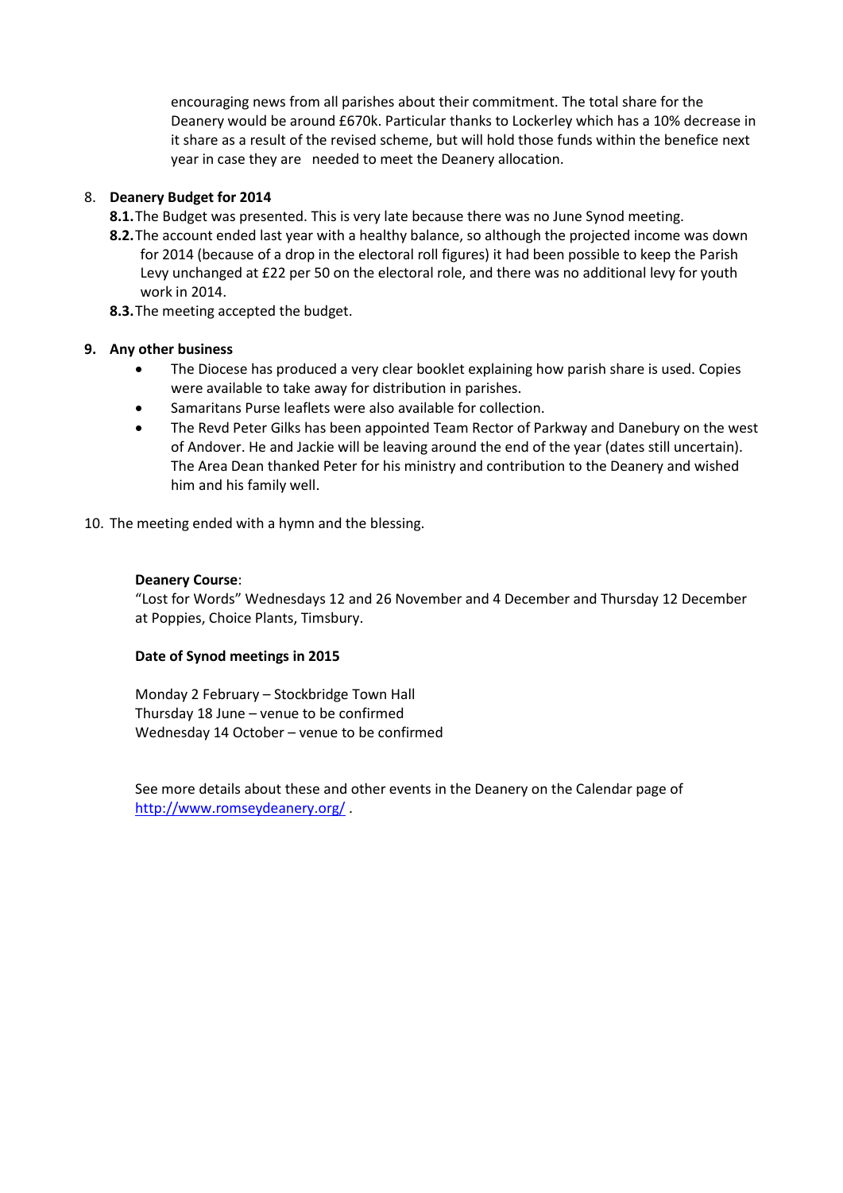encouraging news from all parishes about their commitment. The total share for the Deanery would be around £670k. Particular thanks to Lockerley which has a 10% decrease in it share as a result of the revised scheme, but will hold those funds within the benefice next year in case they are needed to meet the Deanery allocation.

8. **Deanery Budget for 2014**
   **8.1.** The Budget was presented. This is very late because there was no June Synod meeting.
   **8.2.** The account ended last year with a healthy balance, so although the projected income was down for 2014 (because of a drop in the electoral roll figures) it had been possible to keep the Parish Levy unchanged at £22 per 50 on the electoral role, and there was no additional levy for youth work in 2014.
   **8.3.** The meeting accepted the budget.

9. **Any other business**
   - The Diocese has produced a very clear booklet explaining how parish share is used. Copies were available to take away for distribution in parishes.
   - Samaritans Purse leaflets were also available for collection.
   - The Revd Peter Gilks has been appointed Team Rector of Parkway and Danebury on the west of Andover. He and Jackie will be leaving around the end of the year (dates still uncertain). The Area Dean thanked Peter for his ministry and contribution to the Deanery and wished him and his family well.

10. The meeting ended with a hymn and the blessing.

**Deanery Course**:
"Lost for Words" Wednesdays 12 and 26 November and 4 December and Thursday 12 December at Poppies, Choice Plants, Timsbury.

**Date of Synod meetings in 2015**

Monday 2 February – Stockbridge Town Hall
Thursday 18 June – venue to be confirmed
Wednesday 14 October – venue to be confirmed

See more details about these and other events in the Deanery on the Calendar page of http://www.romseydeanery.org/ .